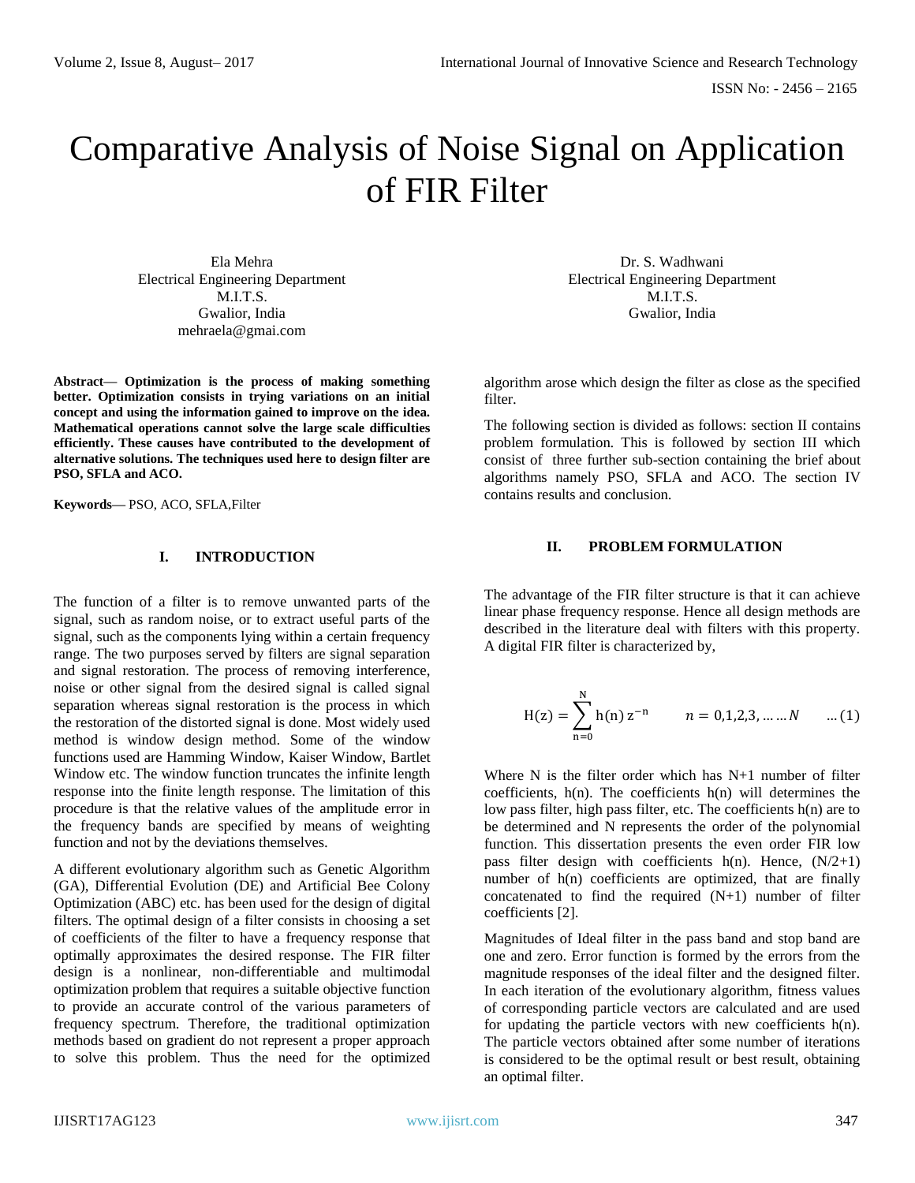# Comparative Analysis of Noise Signal on Application of FIR Filter

Ela Mehra
Electrical Engineering Department
M.I.T.S.
Gwalior, India
mehraela@gmai.com

Dr. S. Wadhwani
Electrical Engineering Department
M.I.T.S.
Gwalior, India

**Abstract— Optimization is the process of making something better. Optimization consists in trying variations on an initial concept and using the information gained to improve on the idea. Mathematical operations cannot solve the large scale difficulties efficiently. These causes have contributed to the development of alternative solutions. The techniques used here to design filter are PSO, SFLA and ACO.**

**Keywords—** PSO, ACO, SFLA,Filter

## I. INTRODUCTION

The function of a filter is to remove unwanted parts of the signal, such as random noise, or to extract useful parts of the signal, such as the components lying within a certain frequency range. The two purposes served by filters are signal separation and signal restoration. The process of removing interference, noise or other signal from the desired signal is called signal separation whereas signal restoration is the process in which the restoration of the distorted signal is done. Most widely used method is window design method. Some of the window functions used are Hamming Window, Kaiser Window, Bartlet Window etc. The window function truncates the infinite length response into the finite length response. The limitation of this procedure is that the relative values of the amplitude error in the frequency bands are specified by means of weighting function and not by the deviations themselves.

A different evolutionary algorithm such as Genetic Algorithm (GA), Differential Evolution (DE) and Artificial Bee Colony Optimization (ABC) etc. has been used for the design of digital filters. The optimal design of a filter consists in choosing a set of coefficients of the filter to have a frequency response that optimally approximates the desired response. The FIR filter design is a nonlinear, non-differentiable and multimodal optimization problem that requires a suitable objective function to provide an accurate control of the various parameters of frequency spectrum. Therefore, the traditional optimization methods based on gradient do not represent a proper approach to solve this problem. Thus the need for the optimized algorithm arose which design the filter as close as the specified filter.

The following section is divided as follows: section II contains problem formulation. This is followed by section III which consist of three further sub-section containing the brief about algorithms namely PSO, SFLA and ACO. The section IV contains results and conclusion.

## II. PROBLEM FORMULATION

The advantage of the FIR filter structure is that it can achieve linear phase frequency response. Hence all design methods are described in the literature deal with filters with this property. A digital FIR filter is characterized by,

$$H(z) = \sum_{n=0}^{N} h(n)\, z^{-n} \qquad n = 0,1,2,3, \ldots \ldots N \qquad \ldots (1)$$

Where N is the filter order which has N+1 number of filter coefficients, h(n). The coefficients h(n) will determines the low pass filter, high pass filter, etc. The coefficients h(n) are to be determined and N represents the order of the polynomial function. This dissertation presents the even order FIR low pass filter design with coefficients h(n). Hence, (N/2+1) number of h(n) coefficients are optimized, that are finally concatenated to find the required (N+1) number of filter coefficients [2].

Magnitudes of Ideal filter in the pass band and stop band are one and zero. Error function is formed by the errors from the magnitude responses of the ideal filter and the designed filter. In each iteration of the evolutionary algorithm, fitness values of corresponding particle vectors are calculated and are used for updating the particle vectors with new coefficients h(n). The particle vectors obtained after some number of iterations is considered to be the optimal result or best result, obtaining an optimal filter.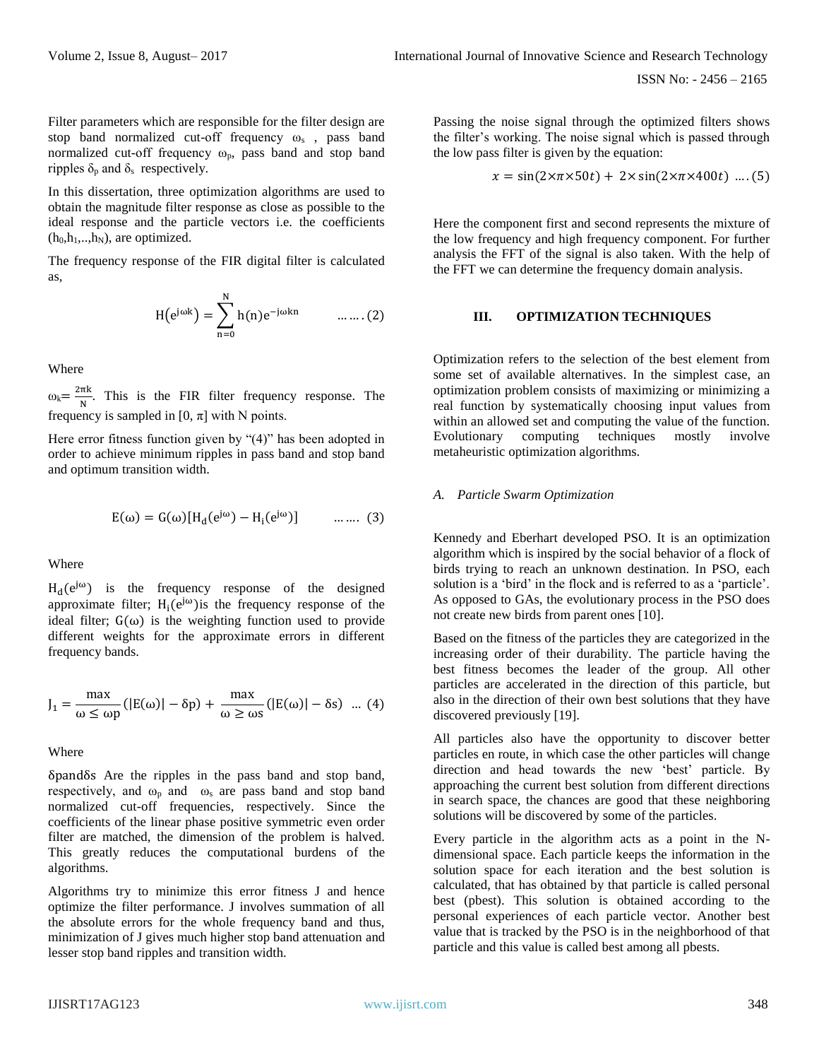Filter parameters which are responsible for the filter design are stop band normalized cut-off frequency $\omega_s$ , pass band normalized cut-off frequency $\omega_p$, pass band and stop band ripples $\delta_p$ and $\delta_s$ respectively.

In this dissertation, three optimization algorithms are used to obtain the magnitude filter response as close as possible to the ideal response and the particle vectors i.e. the coefficients $(h_0, h_1, .., h_N)$, are optimized.

The frequency response of the FIR digital filter is calculated as,

$$H\left(e^{j\omega k}\right) = \sum_{n=0}^{N} h(n)e^{-j\omega kn} \qquad \ldots \ldots (2)$$

Where

$\omega_k = \frac{2\pi k}{N}$. This is the FIR filter frequency response. The frequency is sampled in $[0, \pi]$ with N points.

Here error fitness function given by "(4)" has been adopted in order to achieve minimum ripples in pass band and stop band and optimum transition width.

$$E(\omega) = G(\omega)[H_d(e^{j\omega}) - H_i(e^{j\omega})] \qquad \ldots \ldots (3)$$

Where

$H_d(e^{j\omega})$ is the frequency response of the designed approximate filter; $H_i(e^{j\omega})$is the frequency response of the ideal filter; $G(\omega)$ is the weighting function used to provide different weights for the approximate errors in different frequency bands.

$$J_1 = \frac{\max}{\omega \leq \omega p}(|E(\omega)| - \delta p) + \frac{\max}{\omega \geq \omega s}(|E(\omega)| - \delta s) \quad \ldots (4)$$

Where

$\delta p$ and $\delta s$ Are the ripples in the pass band and stop band, respectively, and $\omega_p$ and $\omega_s$ are pass band and stop band normalized cut-off frequencies, respectively. Since the coefficients of the linear phase positive symmetric even order filter are matched, the dimension of the problem is halved. This greatly reduces the computational burdens of the algorithms.

Algorithms try to minimize this error fitness J and hence optimize the filter performance. J involves summation of all the absolute errors for the whole frequency band and thus, minimization of J gives much higher stop band attenuation and lesser stop band ripples and transition width.

Passing the noise signal through the optimized filters shows the filter's working. The noise signal which is passed through the low pass filter is given by the equation:

$$x = \sin(2\times\pi\times 50t) + 2\times\sin(2\times\pi\times 400t) \ \ldots .(5)$$

Here the component first and second represents the mixture of the low frequency and high frequency component. For further analysis the FFT of the signal is also taken. With the help of the FFT we can determine the frequency domain analysis.

## III. OPTIMIZATION TECHNIQUES

Optimization refers to the selection of the best element from some set of available alternatives. In the simplest case, an optimization problem consists of maximizing or minimizing a real function by systematically choosing input values from within an allowed set and computing the value of the function. Evolutionary computing techniques mostly involve metaheuristic optimization algorithms.

### *A. Particle Swarm Optimization*

Kennedy and Eberhart developed PSO. It is an optimization algorithm which is inspired by the social behavior of a flock of birds trying to reach an unknown destination. In PSO, each solution is a 'bird' in the flock and is referred to as a 'particle'. As opposed to GAs, the evolutionary process in the PSO does not create new birds from parent ones [10].

Based on the fitness of the particles they are categorized in the increasing order of their durability. The particle having the best fitness becomes the leader of the group. All other particles are accelerated in the direction of this particle, but also in the direction of their own best solutions that they have discovered previously [19].

All particles also have the opportunity to discover better particles en route, in which case the other particles will change direction and head towards the new 'best' particle. By approaching the current best solution from different directions in search space, the chances are good that these neighboring solutions will be discovered by some of the particles.

Every particle in the algorithm acts as a point in the N-dimensional space. Each particle keeps the information in the solution space for each iteration and the best solution is calculated, that has obtained by that particle is called personal best (pbest). This solution is obtained according to the personal experiences of each particle vector. Another best value that is tracked by the PSO is in the neighborhood of that particle and this value is called best among all pbests.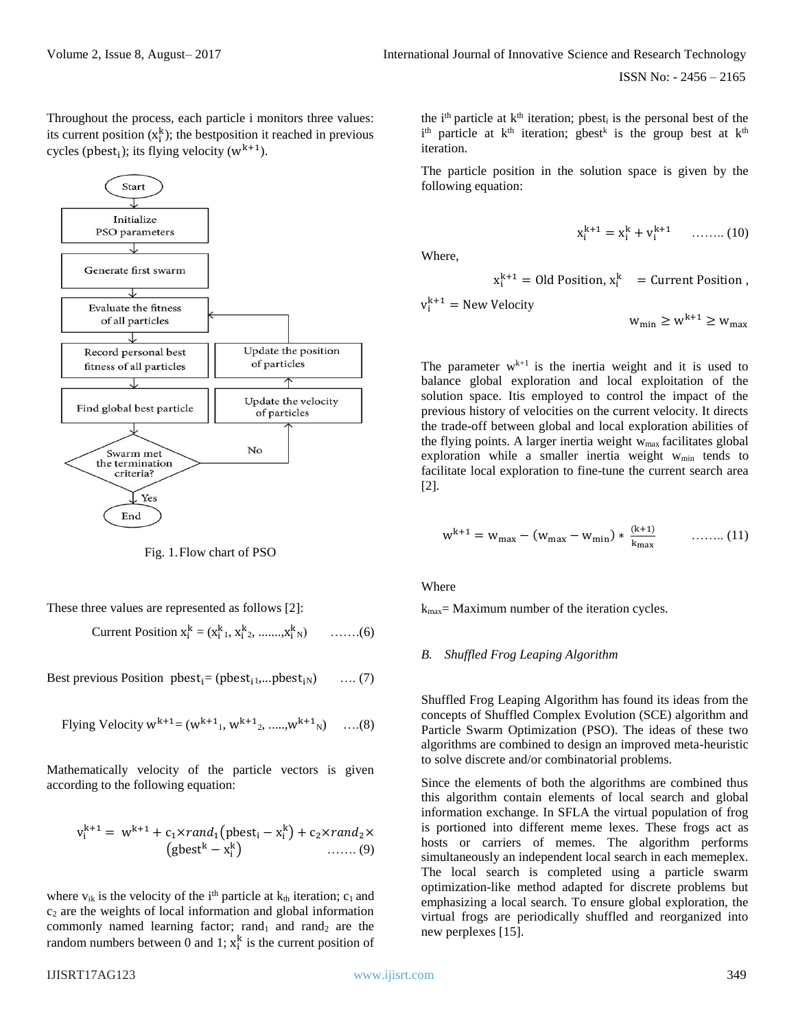Throughout the process, each particle i monitors three values: its current position ($x_i^k$); the bestposition it reached in previous cycles ($pbest_i$); its flying velocity ($w^{k+1}$).

Fig. 1. Flow chart of PSO

These three values are represented as follows [2]:

$$\text{Current Position } x_i^k = (x_{i\,1}^k, x_{i\,2}^k, \ldots\ldots, x_{i\,N}^k) \quad \ldots\ldots.(6)$$

$$\text{Best previous Position } pbest_i = (pbest_{i1}, \ldots pbest_{iN}) \quad \ldots. (7)$$

$$\text{Flying Velocity } w^{k+1} = (w^{k+1}{}_1, w^{k+1}{}_2, \ldots\ldots, w^{k+1}{}_N) \quad \ldots.(8)$$

Mathematically velocity of the particle vectors is given according to the following equation:

$$v_i^{k+1} = w^{k+1} + c_1 \times rand_1(pbest_i - x_i^k) + c_2 \times rand_2 \times (gbest^k - x_i^k) \quad \ldots\ldots. (9)$$

where $v_{ik}$ is the velocity of the $i^{th}$ particle at $k_{th}$ iteration; $c_1$ and $c_2$ are the weights of local information and global information commonly named learning factor; $rand_1$ and $rand_2$ are the random numbers between 0 and 1; $x_i^k$ is the current position of the $i^{th}$ particle at $k^{th}$ iteration; $pbest_i$ is the personal best of the $i^{th}$ particle at $k^{th}$ iteration; $gbest^k$ is the group best at $k^{th}$ iteration.

The particle position in the solution space is given by the following equation:

$$x_i^{k+1} = x_i^k + v_i^{k+1} \quad \ldots\ldots. (10)$$

Where,

$$x_i^{k+1} = \text{Old Position}, \; x_i^k = \text{Current Position},$$

$v_i^{k+1}$ = New Velocity

$$w_{min} \geq w^{k+1} \geq w_{max}$$

The parameter $w^{k+1}$ is the inertia weight and it is used to balance global exploration and local exploitation of the solution space. Itis employed to control the impact of the previous history of velocities on the current velocity. It directs the trade-off between global and local exploration abilities of the flying points. A larger inertia weight $w_{max}$ facilitates global exploration while a smaller inertia weight $w_{min}$ tends to facilitate local exploration to fine-tune the current search area [2].

$$w^{k+1} = w_{max} - (w_{max} - w_{min}) * \frac{(k+1)}{k_{max}} \quad \ldots\ldots. (11)$$

Where

$k_{max}$= Maximum number of the iteration cycles.

### *B. Shuffled Frog Leaping Algorithm*

Shuffled Frog Leaping Algorithm has found its ideas from the concepts of Shuffled Complex Evolution (SCE) algorithm and Particle Swarm Optimization (PSO). The ideas of these two algorithms are combined to design an improved meta-heuristic to solve discrete and/or combinatorial problems.

Since the elements of both the algorithms are combined thus this algorithm contain elements of local search and global information exchange. In SFLA the virtual population of frog is portioned into different meme lexes. These frogs act as hosts or carriers of memes. The algorithm performs simultaneously an independent local search in each memeplex. The local search is completed using a particle swarm optimization-like method adapted for discrete problems but emphasizing a local search. To ensure global exploration, the virtual frogs are periodically shuffled and reorganized into new perplexes [15].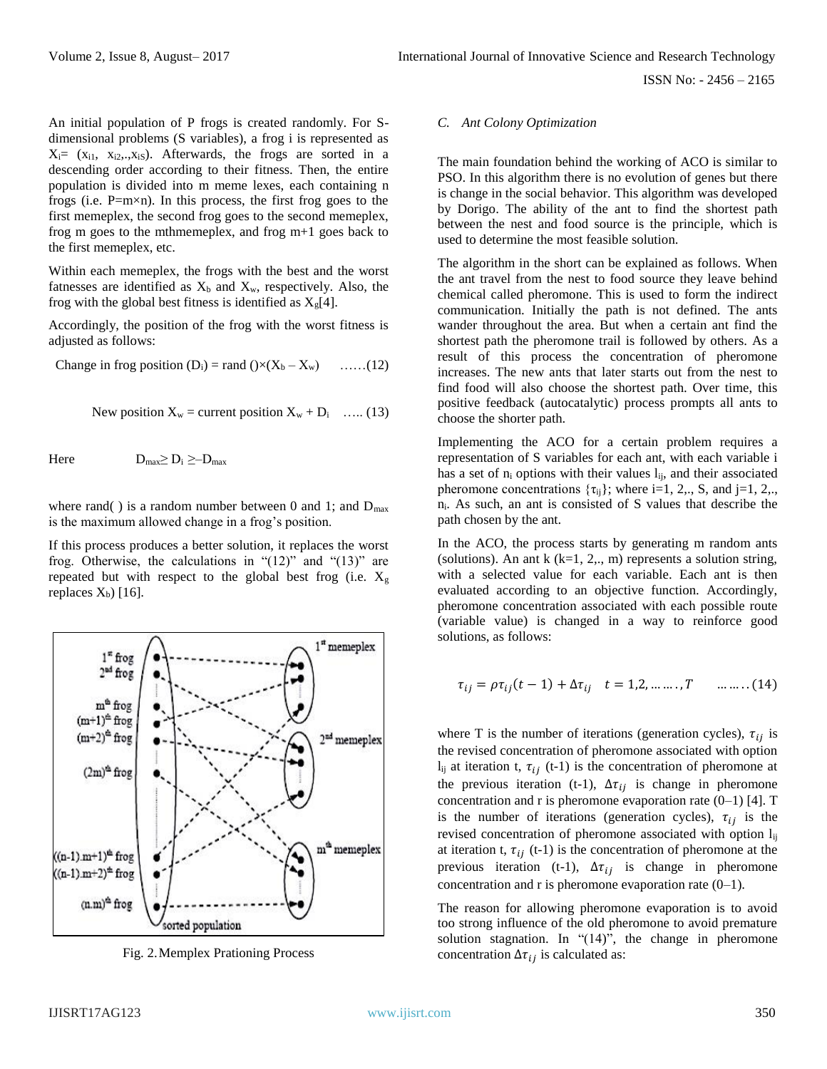An initial population of P frogs is created randomly. For S-dimensional problems (S variables), a frog i is represented as $X_i = (x_{i1}, x_{i2},.,x_{iS})$. Afterwards, the frogs are sorted in a descending order according to their fitness. Then, the entire population is divided into m meme lexes, each containing n frogs (i.e. P=m×n). In this process, the first frog goes to the first memeplex, the second frog goes to the second memeplex, frog m goes to the mthmemeplex, and frog m+1 goes back to the first memeplex, etc.

Within each memeplex, the frogs with the best and the worst fatnesses are identified as $X_b$ and $X_w$, respectively. Also, the frog with the global best fitness is identified as $X_g$[4].

Accordingly, the position of the frog with the worst fitness is adjusted as follows:

$$\text{Change in frog position } (D_i) = \text{rand}()\times(X_b - X_w) \quad ......(12)$$

$$\text{New position } X_w = \text{current position } X_w + D_i \quad ..... (13)$$

Here $D_{max} \geq D_i \geq -D_{max}$

where rand( ) is a random number between 0 and 1; and $D_{max}$ is the maximum allowed change in a frog's position.

If this process produces a better solution, it replaces the worst frog. Otherwise, the calculations in "(12)" and "(13)" are repeated but with respect to the global best frog (i.e. $X_g$ replaces $X_b$) [16].

Fig. 2. Memplex Prationing Process

### C. Ant Colony Optimization

The main foundation behind the working of ACO is similar to PSO. In this algorithm there is no evolution of genes but there is change in the social behavior. This algorithm was developed by Dorigo. The ability of the ant to find the shortest path between the nest and food source is the principle, which is used to determine the most feasible solution.

The algorithm in the short can be explained as follows. When the ant travel from the nest to food source they leave behind chemical called pheromone. This is used to form the indirect communication. Initially the path is not defined. The ants wander throughout the area. But when a certain ant find the shortest path the pheromone trail is followed by others. As a result of this process the concentration of pheromone increases. The new ants that later starts out from the nest to find food will also choose the shortest path. Over time, this positive feedback (autocatalytic) process prompts all ants to choose the shorter path.

Implementing the ACO for a certain problem requires a representation of S variables for each ant, with each variable i has a set of $n_i$ options with their values $l_{ij}$, and their associated pheromone concentrations $\{\tau_{ij}\}$; where i=1, 2,., S, and j=1, 2,., $n_i$. As such, an ant is consisted of S values that describe the path chosen by the ant.

In the ACO, the process starts by generating m random ants (solutions). An ant k (k=1, 2,., m) represents a solution string, with a selected value for each variable. Each ant is then evaluated according to an objective function. Accordingly, pheromone concentration associated with each possible route (variable value) is changed in a way to reinforce good solutions, as follows:

$$\tau_{ij} = \rho\tau_{ij}(t-1) + \Delta\tau_{ij} \quad t = 1,2, ........, T \qquad ........(14)$$

where T is the number of iterations (generation cycles), $\tau_{ij}$ is the revised concentration of pheromone associated with option $l_{ij}$ at iteration t, $\tau_{ij}$ (t-1) is the concentration of pheromone at the previous iteration (t-1), $\Delta\tau_{ij}$ is change in pheromone concentration and r is pheromone evaporation rate (0–1) [4]. T is the number of iterations (generation cycles), $\tau_{ij}$ is the revised concentration of pheromone associated with option $l_{ij}$ at iteration t, $\tau_{ij}$ (t-1) is the concentration of pheromone at the previous iteration (t-1), $\Delta\tau_{ij}$ is change in pheromone concentration and r is pheromone evaporation rate (0–1).

The reason for allowing pheromone evaporation is to avoid too strong influence of the old pheromone to avoid premature solution stagnation. In "(14)", the change in pheromone concentration $\Delta\tau_{ij}$ is calculated as: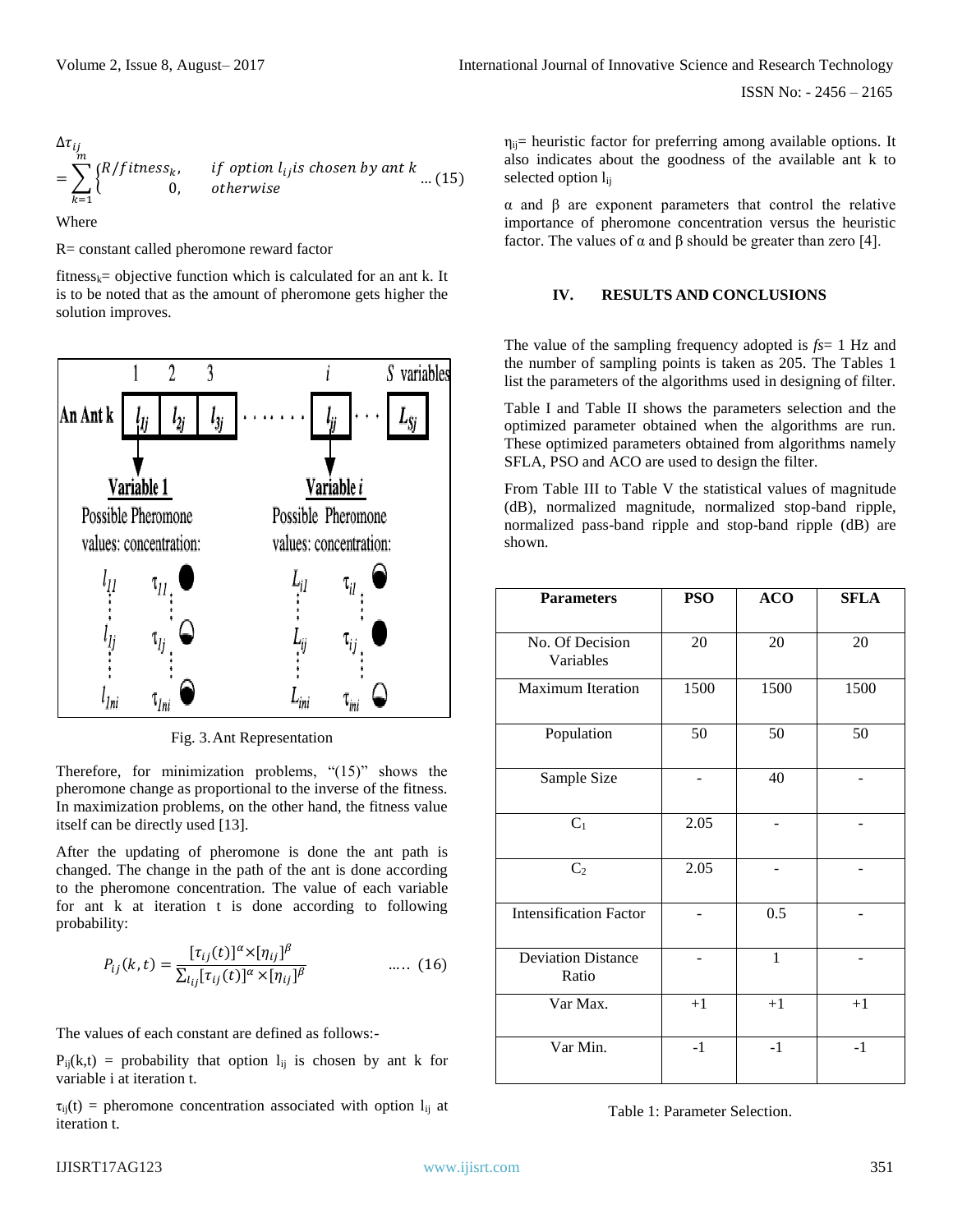$$\Delta\tau_{ij} = \sum_{k=1}^{m} \begin{cases} R/fitness_k, & if\ option\ l_{ij} is\ chosen\ by\ ant\ k \\ 0, & otherwise \end{cases} \quad \ldots (15)$$

Where

R= constant called pheromone reward factor

$fitness_k$= objective function which is calculated for an ant k. It is to be noted that as the amount of pheromone gets higher the solution improves.

Fig. 3. Ant Representation

Therefore, for minimization problems, "(15)" shows the pheromone change as proportional to the inverse of the fitness. In maximization problems, on the other hand, the fitness value itself can be directly used [13].

After the updating of pheromone is done the ant path is changed. The change in the path of the ant is done according to the pheromone concentration. The value of each variable for ant k at iteration t is done according to following probability:

$$P_{ij}(k,t) = \frac{[\tau_{ij}(t)]^{\alpha} \times [\eta_{ij}]^{\beta}}{\sum_{l_{ij}} [\tau_{ij}(t)]^{\alpha} \times [\eta_{ij}]^{\beta}} \quad \ldots\ldots (16)$$

The values of each constant are defined as follows:-

$P_{ij}(k,t)$ = probability that option $l_{ij}$ is chosen by ant k for variable i at iteration t.

$\tau_{ij}(t)$ = pheromone concentration associated with option $l_{ij}$ at iteration t.

$\eta_{ij}$= heuristic factor for preferring among available options. It also indicates about the goodness of the available ant k to selected option $l_{ij}$

$\alpha$ and $\beta$ are exponent parameters that control the relative importance of pheromone concentration versus the heuristic factor. The values of $\alpha$ and $\beta$ should be greater than zero [4].

## IV. RESULTS AND CONCLUSIONS

The value of the sampling frequency adopted is *fs*= 1 Hz and the number of sampling points is taken as 205. The Tables 1 list the parameters of the algorithms used in designing of filter.

Table I and Table II shows the parameters selection and the optimized parameter obtained when the algorithms are run. These optimized parameters obtained from algorithms namely SFLA, PSO and ACO are used to design the filter.

From Table III to Table V the statistical values of magnitude (dB), normalized magnitude, normalized stop-band ripple, normalized pass-band ripple and stop-band ripple (dB) are shown.

| Parameters | PSO | ACO | SFLA |
|---|---|---|---|
| No. Of Decision Variables | 20 | 20 | 20 |
| Maximum Iteration | 1500 | 1500 | 1500 |
| Population | 50 | 50 | 50 |
| Sample Size | - | 40 | - |
| $C_1$ | 2.05 | - | - |
| $C_2$ | 2.05 | - | - |
| Intensification Factor | - | 0.5 | - |
| Deviation Distance Ratio | - | 1 | - |
| Var Max. | +1 | +1 | +1 |
| Var Min. | -1 | -1 | -1 |

Table 1: Parameter Selection.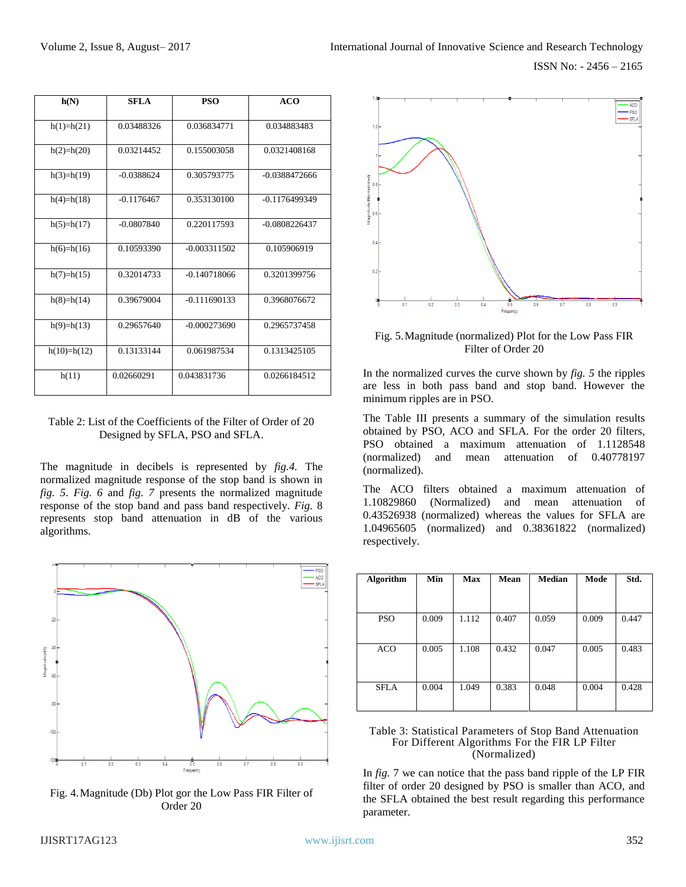| h(N) | SFLA | PSO | ACO |
|---|---|---|---|
| h(1)=h(21) | 0.03488326 | 0.036834771 | 0.034883483 |
| h(2)=h(20) | 0.03214452 | 0.155003058 | 0.0321408168 |
| h(3)=h(19) | -0.0388624 | 0.305793775 | -0.0388472666 |
| h(4)=h(18) | -0.1176467 | 0.353130100 | -0.1176499349 |
| h(5)=h(17) | -0.0807840 | 0.220117593 | -0.0808226437 |
| h(6)=h(16) | 0.10593390 | -0.003311502 | 0.105906919 |
| h(7)=h(15) | 0.32014733 | -0.140718066 | 0.3201399756 |
| h(8)=h(14) | 0.39679004 | -0.111690133 | 0.3968076672 |
| h(9)=h(13) | 0.29657640 | -0.000273690 | 0.2965737458 |
| h(10)=h(12) | 0.13133144 | 0.061987534 | 0.1313425105 |
| h(11) | 0.02660291 | 0.043831736 | 0.0266184512 |

Table 2: List of the Coefficients of the Filter of Order of 20 Designed by SFLA, PSO and SFLA.

The magnitude in decibels is represented by *fig.4.* The normalized magnitude response of the stop band is shown in *fig. 5*. *Fig. 6* and *fig. 7* presents the normalized magnitude response of the stop band and pass band respectively. *Fig.* 8 represents stop band attenuation in dB of the various algorithms.

Fig. 4. Magnitude (Db) Plot gor the Low Pass FIR Filter of Order 20

Fig. 5. Magnitude (normalized) Plot for the Low Pass FIR Filter of Order 20

In the normalized curves the curve shown by *fig. 5* the ripples are less in both pass band and stop band. However the minimum ripples are in PSO.

The Table III presents a summary of the simulation results obtained by PSO, ACO and SFLA. For the order 20 filters, PSO obtained a maximum attenuation of 1.1128548 (normalized) and mean attenuation of 0.40778197 (normalized).

The ACO filters obtained a maximum attenuation of 1.10829860 (Normalized) and mean attenuation of 0.43526938 (normalized) whereas the values for SFLA are 1.04965605 (normalized) and 0.38361822 (normalized) respectively.

| Algorithm | Min | Max | Mean | Median | Mode | Std. |
|---|---|---|---|---|---|---|
| PSO | 0.009 | 1.112 | 0.407 | 0.059 | 0.009 | 0.447 |
| ACO | 0.005 | 1.108 | 0.432 | 0.047 | 0.005 | 0.483 |
| SFLA | 0.004 | 1.049 | 0.383 | 0.048 | 0.004 | 0.428 |

Table 3: Statistical Parameters of Stop Band Attenuation For Different Algorithms For the FIR LP Filter (Normalized)

In *fig.* 7 we can notice that the pass band ripple of the LP FIR filter of order 20 designed by PSO is smaller than ACO, and the SFLA obtained the best result regarding this performance parameter.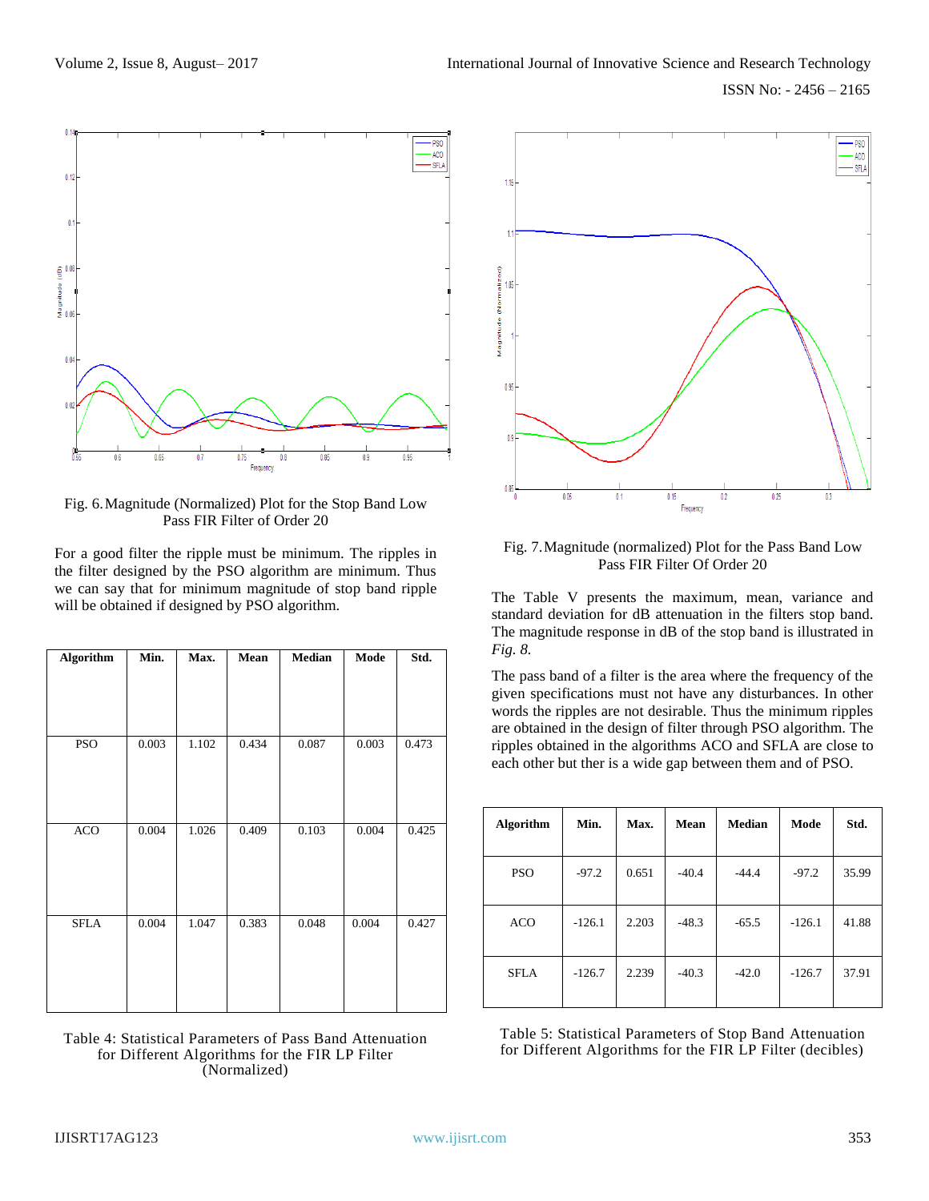Fig. 6. Magnitude (Normalized) Plot for the Stop Band Low Pass FIR Filter of Order 20

For a good filter the ripple must be minimum. The ripples in the filter designed by the PSO algorithm are minimum. Thus we can say that for minimum magnitude of stop band ripple will be obtained if designed by PSO algorithm.

| Algorithm | Min. | Max. | Mean | Median | Mode | Std. |
|---|---|---|---|---|---|---|
| PSO | 0.003 | 1.102 | 0.434 | 0.087 | 0.003 | 0.473 |
| ACO | 0.004 | 1.026 | 0.409 | 0.103 | 0.004 | 0.425 |
| SFLA | 0.004 | 1.047 | 0.383 | 0.048 | 0.004 | 0.427 |

Table 4: Statistical Parameters of Pass Band Attenuation for Different Algorithms for the FIR LP Filter (Normalized)

Fig. 7. Magnitude (normalized) Plot for the Pass Band Low Pass FIR Filter Of Order 20

The Table V presents the maximum, mean, variance and standard deviation for dB attenuation in the filters stop band. The magnitude response in dB of the stop band is illustrated in *Fig. 8.*

The pass band of a filter is the area where the frequency of the given specifications must not have any disturbances. In other words the ripples are not desirable. Thus the minimum ripples are obtained in the design of filter through PSO algorithm. The ripples obtained in the algorithms ACO and SFLA are close to each other but ther is a wide gap between them and of PSO.

| Algorithm | Min. | Max. | Mean | Median | Mode | Std. |
|---|---|---|---|---|---|---|
| PSO | -97.2 | 0.651 | -40.4 | -44.4 | -97.2 | 35.99 |
| ACO | -126.1 | 2.203 | -48.3 | -65.5 | -126.1 | 41.88 |
| SFLA | -126.7 | 2.239 | -40.3 | -42.0 | -126.7 | 37.91 |

Table 5: Statistical Parameters of Stop Band Attenuation for Different Algorithms for the FIR LP Filter (decibles)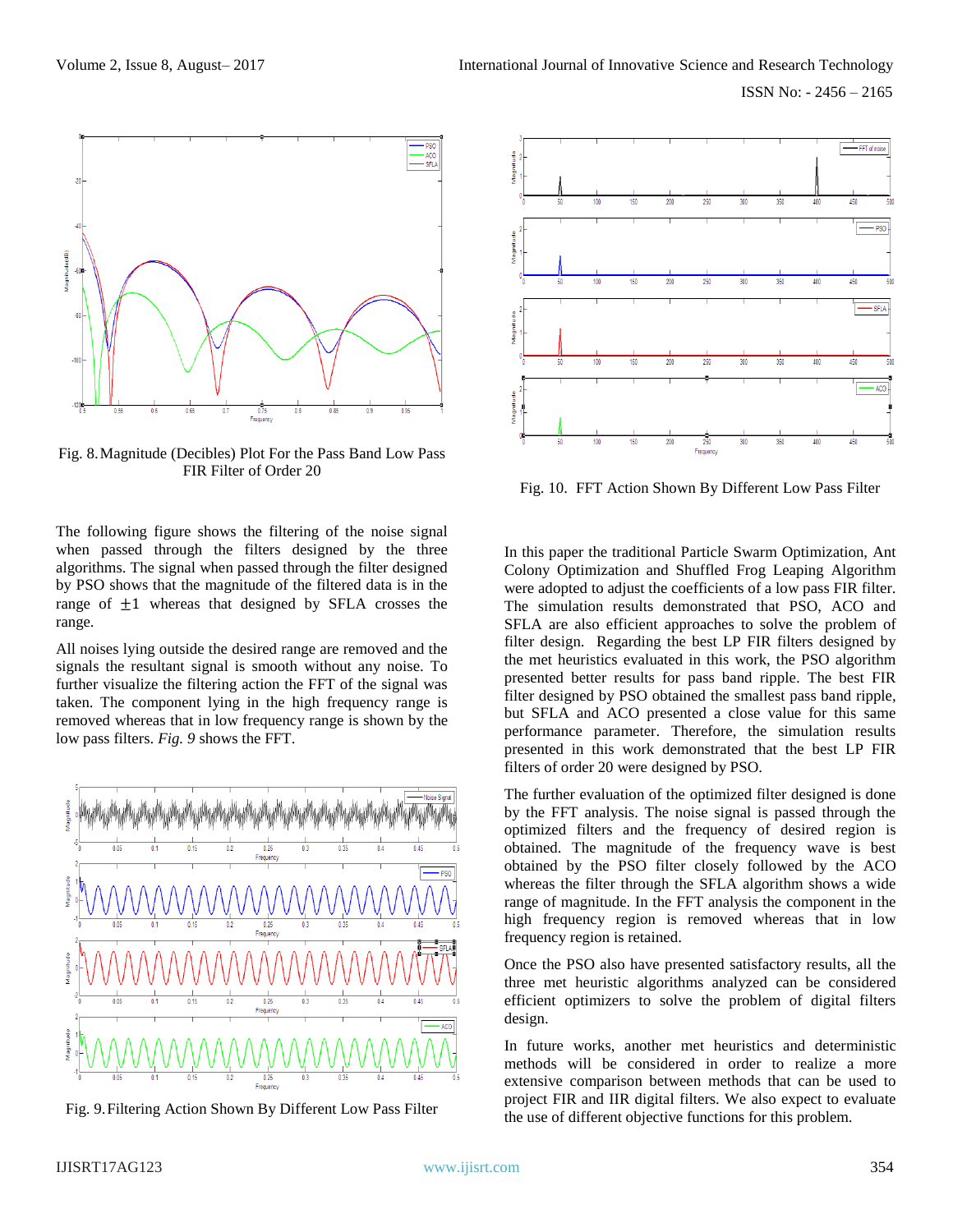Fig. 8. Magnitude (Decibles) Plot For the Pass Band Low Pass FIR Filter of Order 20

The following figure shows the filtering of the noise signal when passed through the filters designed by the three algorithms. The signal when passed through the filter designed by PSO shows that the magnitude of the filtered data is in the range of $\pm 1$ whereas that designed by SFLA crosses the range.

All noises lying outside the desired range are removed and the signals the resultant signal is smooth without any noise. To further visualize the filtering action the FFT of the signal was taken. The component lying in the high frequency range is removed whereas that in low frequency range is shown by the low pass filters. *Fig. 9* shows the FFT.

Fig. 9. Filtering Action Shown By Different Low Pass Filter

Fig. 10. FFT Action Shown By Different Low Pass Filter

In this paper the traditional Particle Swarm Optimization, Ant Colony Optimization and Shuffled Frog Leaping Algorithm were adopted to adjust the coefficients of a low pass FIR filter. The simulation results demonstrated that PSO, ACO and SFLA are also efficient approaches to solve the problem of filter design. Regarding the best LP FIR filters designed by the met heuristics evaluated in this work, the PSO algorithm presented better results for pass band ripple. The best FIR filter designed by PSO obtained the smallest pass band ripple, but SFLA and ACO presented a close value for this same performance parameter. Therefore, the simulation results presented in this work demonstrated that the best LP FIR filters of order 20 were designed by PSO.

The further evaluation of the optimized filter designed is done by the FFT analysis. The noise signal is passed through the optimized filters and the frequency of desired region is obtained. The magnitude of the frequency wave is best obtained by the PSO filter closely followed by the ACO whereas the filter through the SFLA algorithm shows a wide range of magnitude. In the FFT analysis the component in the high frequency region is removed whereas that in low frequency region is retained.

Once the PSO also have presented satisfactory results, all the three met heuristic algorithms analyzed can be considered efficient optimizers to solve the problem of digital filters design.

In future works, another met heuristics and deterministic methods will be considered in order to realize a more extensive comparison between methods that can be used to project FIR and IIR digital filters. We also expect to evaluate the use of different objective functions for this problem.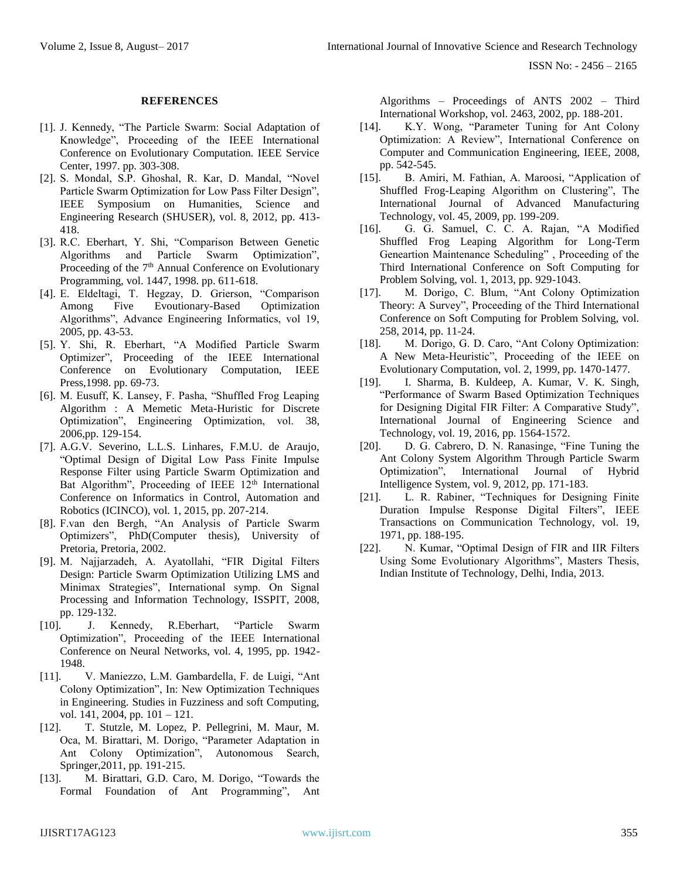## REFERENCES

[1]. J. Kennedy, "The Particle Swarm: Social Adaptation of Knowledge", Proceeding of the IEEE International Conference on Evolutionary Computation. IEEE Service Center, 1997. pp. 303-308.

[2]. S. Mondal, S.P. Ghoshal, R. Kar, D. Mandal, "Novel Particle Swarm Optimization for Low Pass Filter Design", IEEE Symposium on Humanities, Science and Engineering Research (SHUSER), vol. 8, 2012, pp. 413-418.

[3]. R.C. Eberhart, Y. Shi, "Comparison Between Genetic Algorithms and Particle Swarm Optimization", Proceeding of the 7th Annual Conference on Evolutionary Programming, vol. 1447, 1998. pp. 611-618.

[4]. E. Eldeltagi, T. Hegzay, D. Grierson, "Comparison Among Five Evoutionary-Based Optimization Algorithms", Advance Engineering Informatics, vol 19, 2005, pp. 43-53.

[5]. Y. Shi, R. Eberhart, "A Modified Particle Swarm Optimizer", Proceeding of the IEEE International Conference on Evolutionary Computation, IEEE Press,1998. pp. 69-73.

[6]. M. Eusuff, K. Lansey, F. Pasha, "Shuffled Frog Leaping Algorithm : A Memetic Meta-Huristic for Discrete Optimization", Engineering Optimization, vol. 38, 2006,pp. 129-154.

[7]. A.G.V. Severino, L.L.S. Linhares, F.M.U. de Araujo, "Optimal Design of Digital Low Pass Finite Impulse Response Filter using Particle Swarm Optimization and Bat Algorithm", Proceeding of IEEE 12th International Conference on Informatics in Control, Automation and Robotics (ICINCO), vol. 1, 2015, pp. 207-214.

[8]. F.van den Bergh, "An Analysis of Particle Swarm Optimizers", PhD(Computer thesis), University of Pretoria, Pretoria, 2002.

[9]. M. Najjarzadeh, A. Ayatollahi, "FIR Digital Filters Design: Particle Swarm Optimization Utilizing LMS and Minimax Strategies", International symp. On Signal Processing and Information Technology, ISSPIT, 2008, pp. 129-132.

[10]. J. Kennedy, R.Eberhart, "Particle Swarm Optimization", Proceeding of the IEEE International Conference on Neural Networks, vol. 4, 1995, pp. 1942-1948.

[11]. V. Maniezzo, L.M. Gambardella, F. de Luigi, "Ant Colony Optimization", In: New Optimization Techniques in Engineering. Studies in Fuzziness and soft Computing, vol. 141, 2004, pp. 101 – 121.

[12]. T. Stutzle, M. Lopez, P. Pellegrini, M. Maur, M. Oca, M. Birattari, M. Dorigo, "Parameter Adaptation in Ant Colony Optimization", Autonomous Search, Springer,2011, pp. 191-215.

[13]. M. Birattari, G.D. Caro, M. Dorigo, "Towards the Formal Foundation of Ant Programming", Ant Algorithms – Proceedings of ANTS 2002 – Third International Workshop, vol. 2463, 2002, pp. 188-201.

[14]. K.Y. Wong, "Parameter Tuning for Ant Colony Optimization: A Review", International Conference on Computer and Communication Engineering, IEEE, 2008, pp. 542-545.

[15]. B. Amiri, M. Fathian, A. Maroosi, "Application of Shuffled Frog-Leaping Algorithm on Clustering", The International Journal of Advanced Manufacturing Technology, vol. 45, 2009, pp. 199-209.

[16]. G. G. Samuel, C. C. A. Rajan, "A Modified Shuffled Frog Leaping Algorithm for Long-Term Geneartion Maintenance Scheduling" , Proceeding of the Third International Conference on Soft Computing for Problem Solving, vol. 1, 2013, pp. 929-1043.

[17]. M. Dorigo, C. Blum, "Ant Colony Optimization Theory: A Survey", Proceeding of the Third International Conference on Soft Computing for Problem Solving, vol. 258, 2014, pp. 11-24.

[18]. M. Dorigo, G. D. Caro, "Ant Colony Optimization: A New Meta-Heuristic", Proceeding of the IEEE on Evolutionary Computation, vol. 2, 1999, pp. 1470-1477.

[19]. I. Sharma, B. Kuldeep, A. Kumar, V. K. Singh, "Performance of Swarm Based Optimization Techniques for Designing Digital FIR Filter: A Comparative Study", International Journal of Engineering Science and Technology, vol. 19, 2016, pp. 1564-1572.

[20]. D. G. Cabrero, D. N. Ranasinge, "Fine Tuning the Ant Colony System Algorithm Through Particle Swarm Optimization", International Journal of Hybrid Intelligence System, vol. 9, 2012, pp. 171-183.

[21]. L. R. Rabiner, "Techniques for Designing Finite Duration Impulse Response Digital Filters", IEEE Transactions on Communication Technology, vol. 19, 1971, pp. 188-195.

[22]. N. Kumar, "Optimal Design of FIR and IIR Filters Using Some Evolutionary Algorithms", Masters Thesis, Indian Institute of Technology, Delhi, India, 2013.